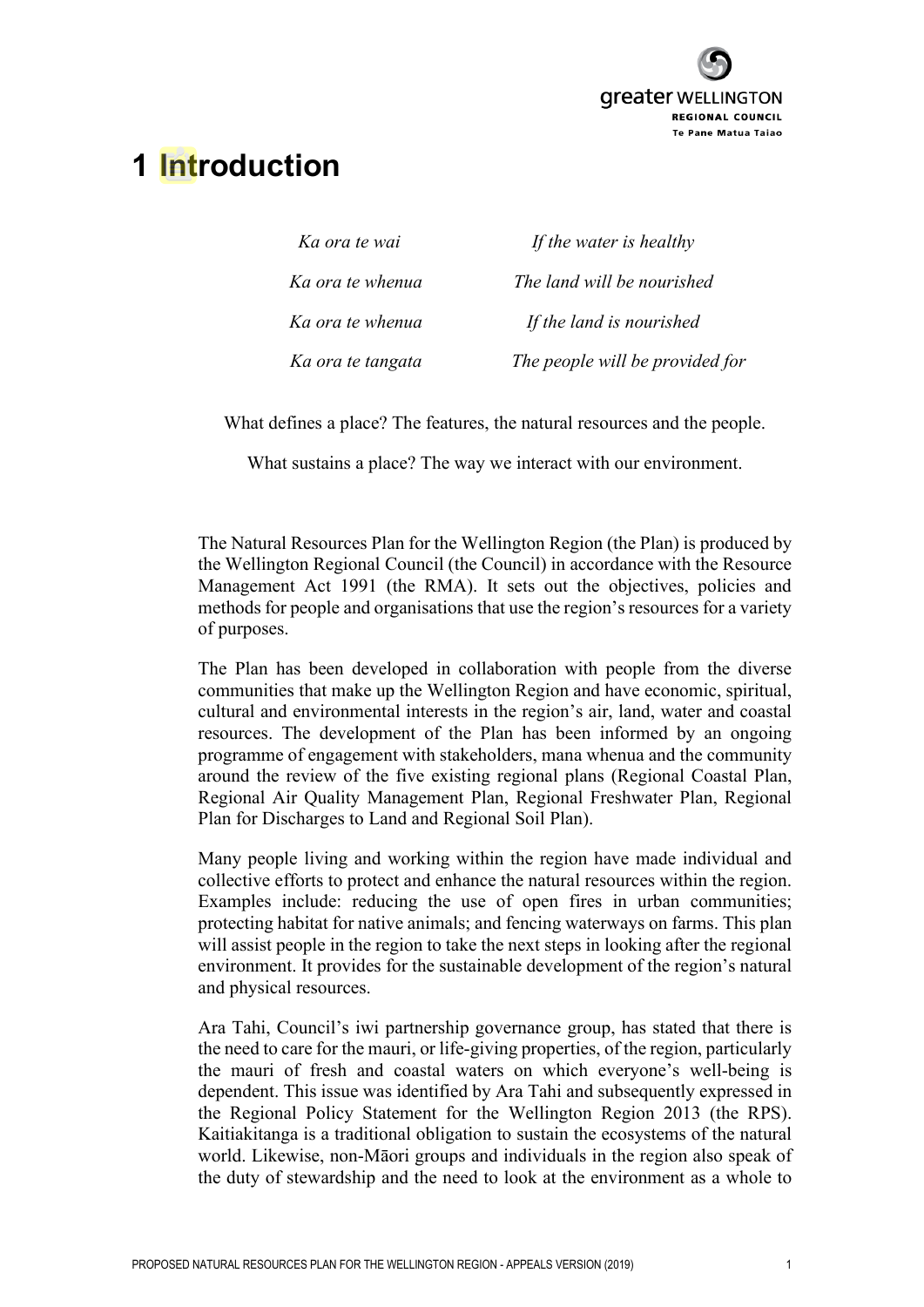# 1 Introduction

| *Ka ora te wai* | *If the water is healthy* |
|---|---|
| *Ka ora te whenua* | *The land will be nourished* |
| *Ka ora te whenua* | *If the land is nourished* |
| *Ka ora te tangata* | *The people will be provided for* |

What defines a place? The features, the natural resources and the people.

What sustains a place? The way we interact with our environment.

The Natural Resources Plan for the Wellington Region (the Plan) is produced by the Wellington Regional Council (the Council) in accordance with the Resource Management Act 1991 (the RMA). It sets out the objectives, policies and methods for people and organisations that use the region's resources for a variety of purposes.

The Plan has been developed in collaboration with people from the diverse communities that make up the Wellington Region and have economic, spiritual, cultural and environmental interests in the region's air, land, water and coastal resources. The development of the Plan has been informed by an ongoing programme of engagement with stakeholders, mana whenua and the community around the review of the five existing regional plans (Regional Coastal Plan, Regional Air Quality Management Plan, Regional Freshwater Plan, Regional Plan for Discharges to Land and Regional Soil Plan).

Many people living and working within the region have made individual and collective efforts to protect and enhance the natural resources within the region. Examples include: reducing the use of open fires in urban communities; protecting habitat for native animals; and fencing waterways on farms. This plan will assist people in the region to take the next steps in looking after the regional environment. It provides for the sustainable development of the region's natural and physical resources.

Ara Tahi, Council's iwi partnership governance group, has stated that there is the need to care for the mauri, or life-giving properties, of the region, particularly the mauri of fresh and coastal waters on which everyone's well-being is dependent. This issue was identified by Ara Tahi and subsequently expressed in the Regional Policy Statement for the Wellington Region 2013 (the RPS). Kaitiakitanga is a traditional obligation to sustain the ecosystems of the natural world. Likewise, non-Māori groups and individuals in the region also speak of the duty of stewardship and the need to look at the environment as a whole to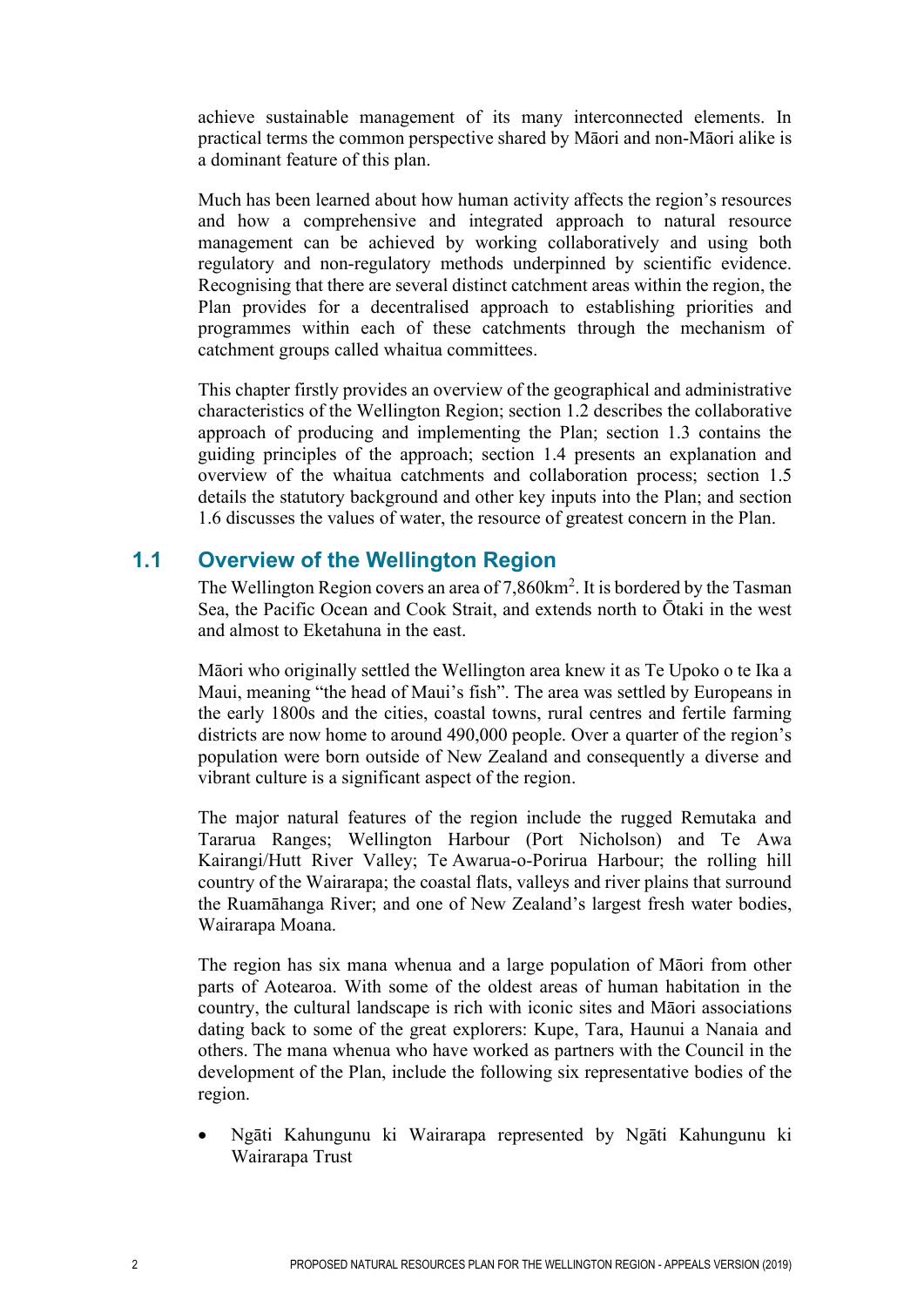achieve sustainable management of its many interconnected elements. In practical terms the common perspective shared by Māori and non-Māori alike is a dominant feature of this plan.

Much has been learned about how human activity affects the region's resources and how a comprehensive and integrated approach to natural resource management can be achieved by working collaboratively and using both regulatory and non-regulatory methods underpinned by scientific evidence. Recognising that there are several distinct catchment areas within the region, the Plan provides for a decentralised approach to establishing priorities and programmes within each of these catchments through the mechanism of catchment groups called whaitua committees.

This chapter firstly provides an overview of the geographical and administrative characteristics of the Wellington Region; section 1.2 describes the collaborative approach of producing and implementing the Plan; section 1.3 contains the guiding principles of the approach; section 1.4 presents an explanation and overview of the whaitua catchments and collaboration process; section 1.5 details the statutory background and other key inputs into the Plan; and section 1.6 discusses the values of water, the resource of greatest concern in the Plan.

## 1.1 Overview of the Wellington Region

The Wellington Region covers an area of 7,860km$^2$. It is bordered by the Tasman Sea, the Pacific Ocean and Cook Strait, and extends north to Ōtaki in the west and almost to Eketahuna in the east.

Māori who originally settled the Wellington area knew it as Te Upoko o te Ika a Maui, meaning "the head of Maui's fish". The area was settled by Europeans in the early 1800s and the cities, coastal towns, rural centres and fertile farming districts are now home to around 490,000 people. Over a quarter of the region's population were born outside of New Zealand and consequently a diverse and vibrant culture is a significant aspect of the region.

The major natural features of the region include the rugged Remutaka and Tararua Ranges; Wellington Harbour (Port Nicholson) and Te Awa Kairangi/Hutt River Valley; Te Awarua-o-Porirua Harbour; the rolling hill country of the Wairarapa; the coastal flats, valleys and river plains that surround the Ruamāhanga River; and one of New Zealand's largest fresh water bodies, Wairarapa Moana.

The region has six mana whenua and a large population of Māori from other parts of Aotearoa. With some of the oldest areas of human habitation in the country, the cultural landscape is rich with iconic sites and Māori associations dating back to some of the great explorers: Kupe, Tara, Haunui a Nanaia and others. The mana whenua who have worked as partners with the Council in the development of the Plan, include the following six representative bodies of the region.

- Ngāti Kahungunu ki Wairarapa represented by Ngāti Kahungunu ki Wairarapa Trust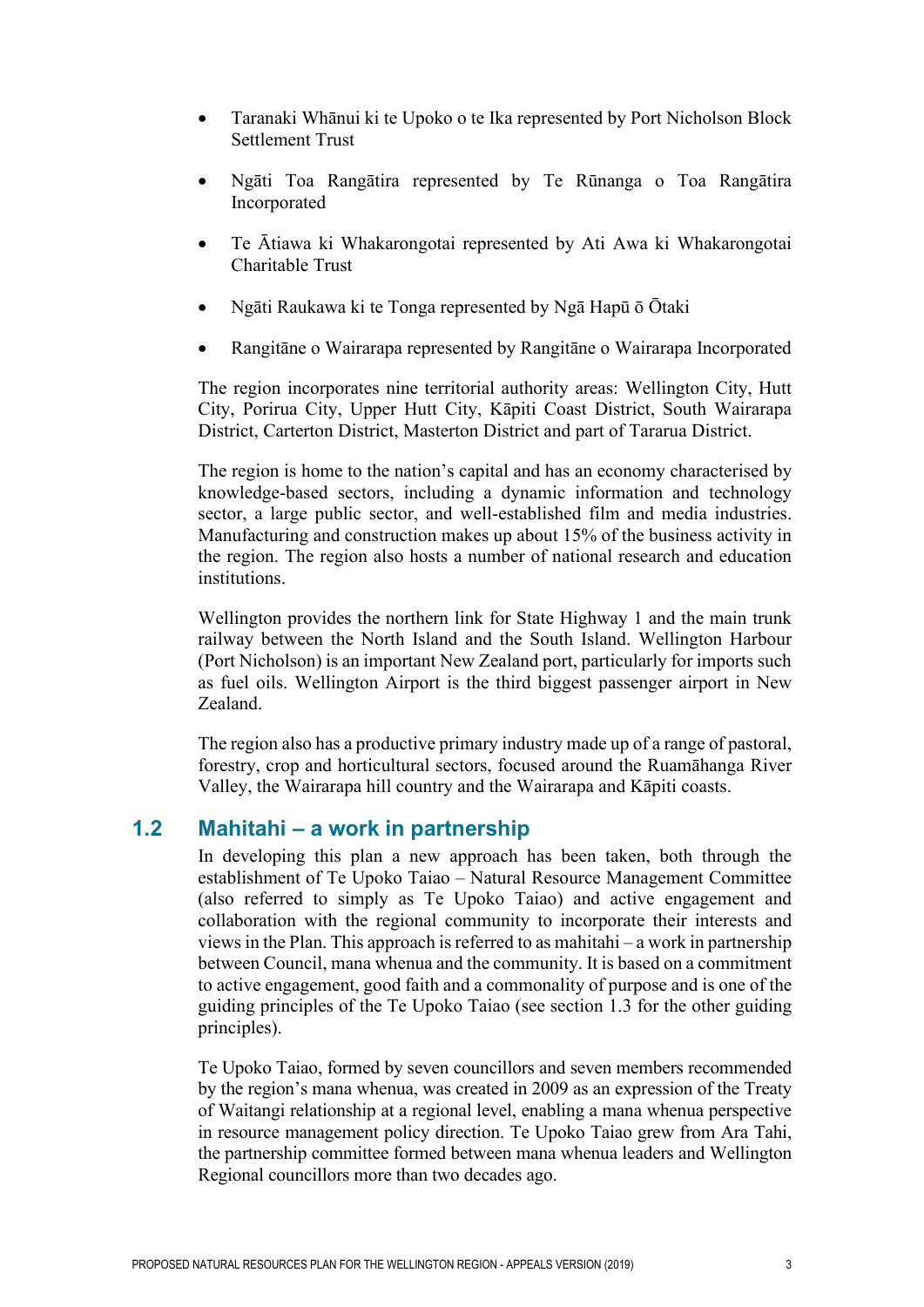- Taranaki Whānui ki te Upoko o te Ika represented by Port Nicholson Block Settlement Trust

- Ngāti Toa Rangātira represented by Te Rūnanga o Toa Rangātira Incorporated

- Te Ātiawa ki Whakarongotai represented by Ati Awa ki Whakarongotai Charitable Trust

- Ngāti Raukawa ki te Tonga represented by Ngā Hapū ō Ōtaki

- Rangitāne o Wairarapa represented by Rangitāne o Wairarapa Incorporated

The region incorporates nine territorial authority areas: Wellington City, Hutt City, Porirua City, Upper Hutt City, Kāpiti Coast District, South Wairarapa District, Carterton District, Masterton District and part of Tararua District.

The region is home to the nation's capital and has an economy characterised by knowledge-based sectors, including a dynamic information and technology sector, a large public sector, and well-established film and media industries. Manufacturing and construction makes up about 15% of the business activity in the region. The region also hosts a number of national research and education institutions.

Wellington provides the northern link for State Highway 1 and the main trunk railway between the North Island and the South Island. Wellington Harbour (Port Nicholson) is an important New Zealand port, particularly for imports such as fuel oils. Wellington Airport is the third biggest passenger airport in New Zealand.

The region also has a productive primary industry made up of a range of pastoral, forestry, crop and horticultural sectors, focused around the Ruamāhanga River Valley, the Wairarapa hill country and the Wairarapa and Kāpiti coasts.

## 1.2 Mahitahi – a work in partnership

In developing this plan a new approach has been taken, both through the establishment of Te Upoko Taiao – Natural Resource Management Committee (also referred to simply as Te Upoko Taiao) and active engagement and collaboration with the regional community to incorporate their interests and views in the Plan. This approach is referred to as mahitahi – a work in partnership between Council, mana whenua and the community. It is based on a commitment to active engagement, good faith and a commonality of purpose and is one of the guiding principles of the Te Upoko Taiao (see section 1.3 for the other guiding principles).

Te Upoko Taiao, formed by seven councillors and seven members recommended by the region's mana whenua, was created in 2009 as an expression of the Treaty of Waitangi relationship at a regional level, enabling a mana whenua perspective in resource management policy direction. Te Upoko Taiao grew from Ara Tahi, the partnership committee formed between mana whenua leaders and Wellington Regional councillors more than two decades ago.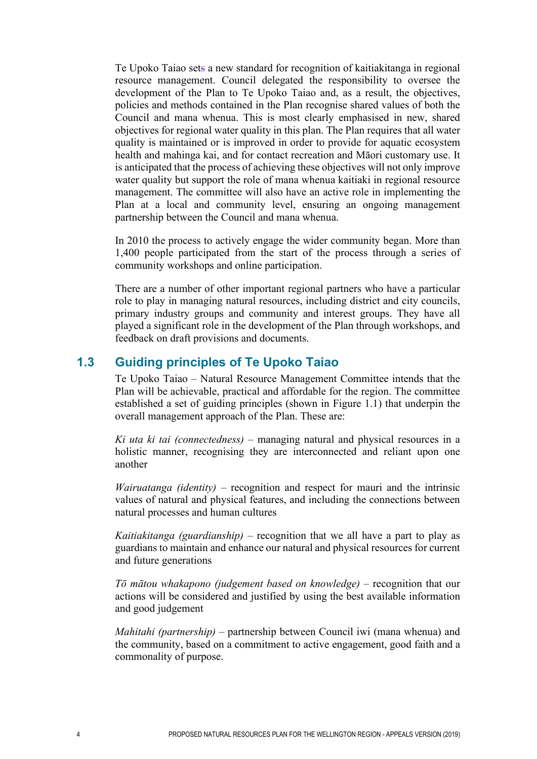Te Upoko Taiao sets a new standard for recognition of kaitiakitanga in regional resource management. Council delegated the responsibility to oversee the development of the Plan to Te Upoko Taiao and, as a result, the objectives, policies and methods contained in the Plan recognise shared values of both the Council and mana whenua. This is most clearly emphasised in new, shared objectives for regional water quality in this plan. The Plan requires that all water quality is maintained or is improved in order to provide for aquatic ecosystem health and mahinga kai, and for contact recreation and Māori customary use. It is anticipated that the process of achieving these objectives will not only improve water quality but support the role of mana whenua kaitiaki in regional resource management. The committee will also have an active role in implementing the Plan at a local and community level, ensuring an ongoing management partnership between the Council and mana whenua.

In 2010 the process to actively engage the wider community began. More than 1,400 people participated from the start of the process through a series of community workshops and online participation.

There are a number of other important regional partners who have a particular role to play in managing natural resources, including district and city councils, primary industry groups and community and interest groups. They have all played a significant role in the development of the Plan through workshops, and feedback on draft provisions and documents.

## 1.3 Guiding principles of Te Upoko Taiao

Te Upoko Taiao – Natural Resource Management Committee intends that the Plan will be achievable, practical and affordable for the region. The committee established a set of guiding principles (shown in Figure 1.1) that underpin the overall management approach of the Plan. These are:

*Ki uta ki tai (connectedness)* – managing natural and physical resources in a holistic manner, recognising they are interconnected and reliant upon one another

*Wairuatanga (identity)* – recognition and respect for mauri and the intrinsic values of natural and physical features, and including the connections between natural processes and human cultures

*Kaitiakitanga (guardianship)* – recognition that we all have a part to play as guardians to maintain and enhance our natural and physical resources for current and future generations

*Tō mātou whakapono (judgement based on knowledge)* – recognition that our actions will be considered and justified by using the best available information and good judgement

*Mahitahi (partnership)* – partnership between Council iwi (mana whenua) and the community, based on a commitment to active engagement, good faith and a commonality of purpose.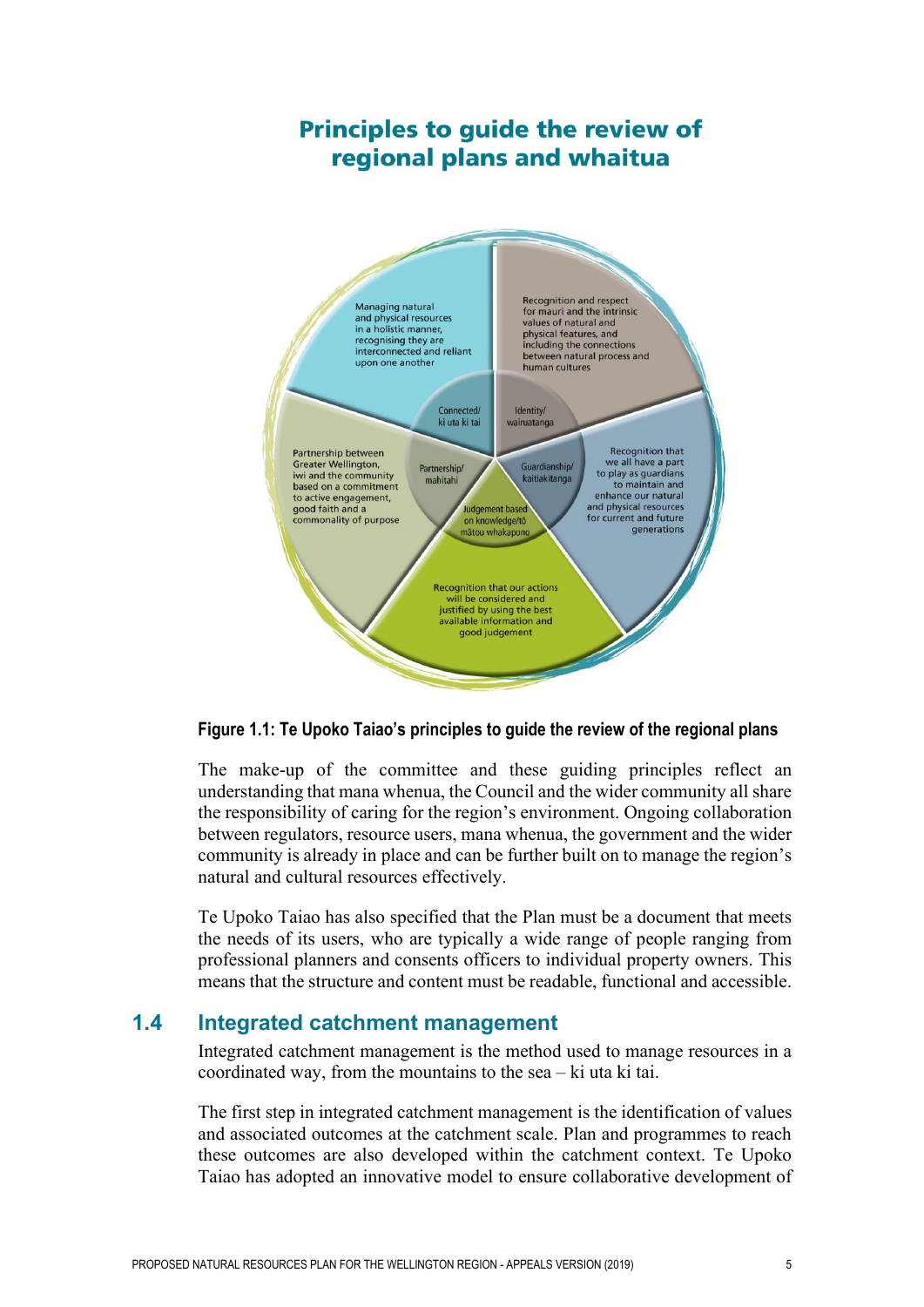## Principles to guide the review of regional plans and whaitua

Managing natural and physical resources in a holistic manner, recognising they are interconnected and reliant upon one another

Connected/ ki uta ki tai

Recognition and respect for mauri and the intrinsic values of natural and physical features, and including the connections between natural process and human cultures

Identity/ wairuatanga

Recognition that we all have a part to play as guardians to maintain and enhance our natural and physical resources for current and future generations

Guardianship/ kaitiakitanga

Recognition that our actions will be considered and justified by using the best available information and good judgement

Judgement based on knowledge/tō mātou whakapono

Partnership between Greater Wellington, iwi and the community based on a commitment to active engagement, good faith and a commonality of purpose

Partnership/ mahitahi

**Figure 1.1: Te Upoko Taiao's principles to guide the review of the regional plans**

The make-up of the committee and these guiding principles reflect an understanding that mana whenua, the Council and the wider community all share the responsibility of caring for the region's environment. Ongoing collaboration between regulators, resource users, mana whenua, the government and the wider community is already in place and can be further built on to manage the region's natural and cultural resources effectively.

Te Upoko Taiao has also specified that the Plan must be a document that meets the needs of its users, who are typically a wide range of people ranging from professional planners and consents officers to individual property owners. This means that the structure and content must be readable, functional and accessible.

## 1.4 Integrated catchment management

Integrated catchment management is the method used to manage resources in a coordinated way, from the mountains to the sea – ki uta ki tai.

The first step in integrated catchment management is the identification of values and associated outcomes at the catchment scale. Plan and programmes to reach these outcomes are also developed within the catchment context. Te Upoko Taiao has adopted an innovative model to ensure collaborative development of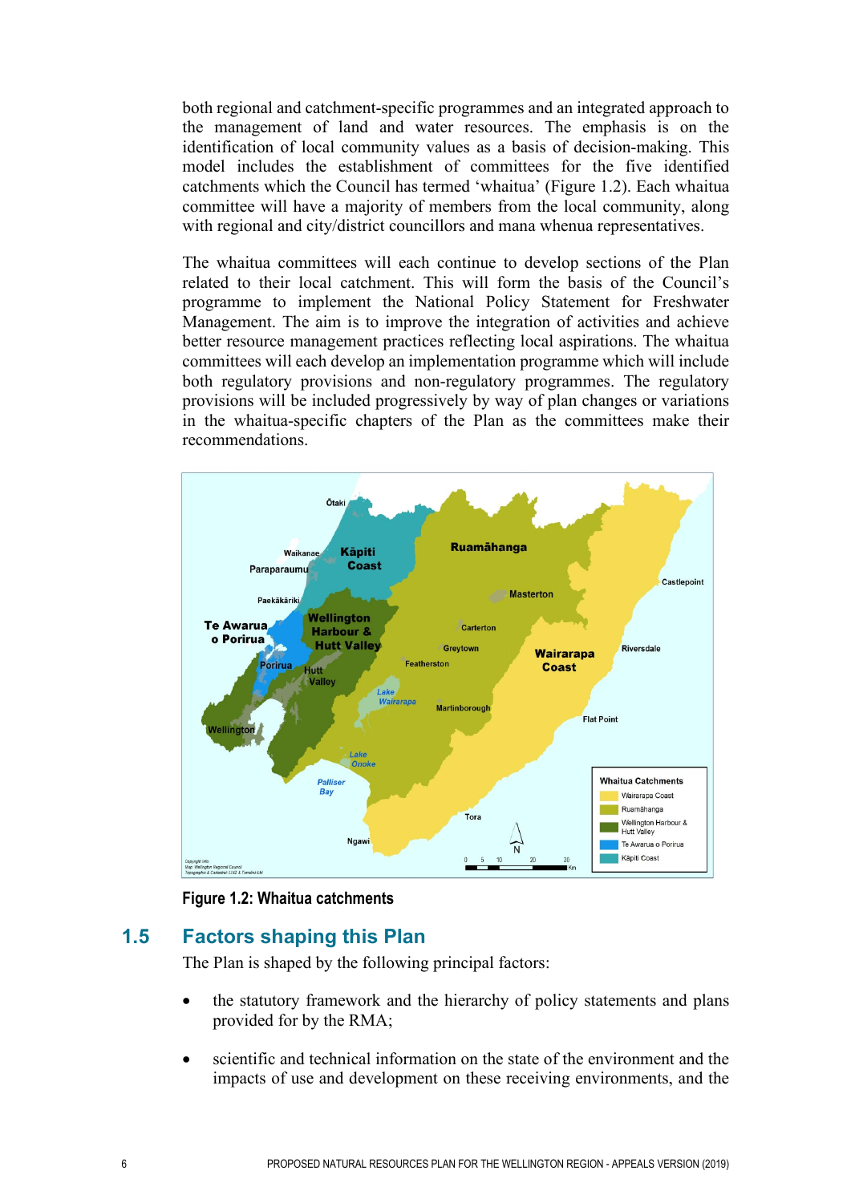both regional and catchment-specific programmes and an integrated approach to the management of land and water resources. The emphasis is on the identification of local community values as a basis of decision-making. This model includes the establishment of committees for the five identified catchments which the Council has termed 'whaitua' (Figure 1.2). Each whaitua committee will have a majority of members from the local community, along with regional and city/district councillors and mana whenua representatives.

The whaitua committees will each continue to develop sections of the Plan related to their local catchment. This will form the basis of the Council's programme to implement the National Policy Statement for Freshwater Management. The aim is to improve the integration of activities and achieve better resource management practices reflecting local aspirations. The whaitua committees will each develop an implementation programme which will include both regulatory provisions and non-regulatory programmes. The regulatory provisions will be included progressively by way of plan changes or variations in the whaitua-specific chapters of the Plan as the committees make their recommendations.

**Figure 1.2: Whaitua catchments**

## 1.5 Factors shaping this Plan

The Plan is shaped by the following principal factors:

- the statutory framework and the hierarchy of policy statements and plans provided for by the RMA;
- scientific and technical information on the state of the environment and the impacts of use and development on these receiving environments, and the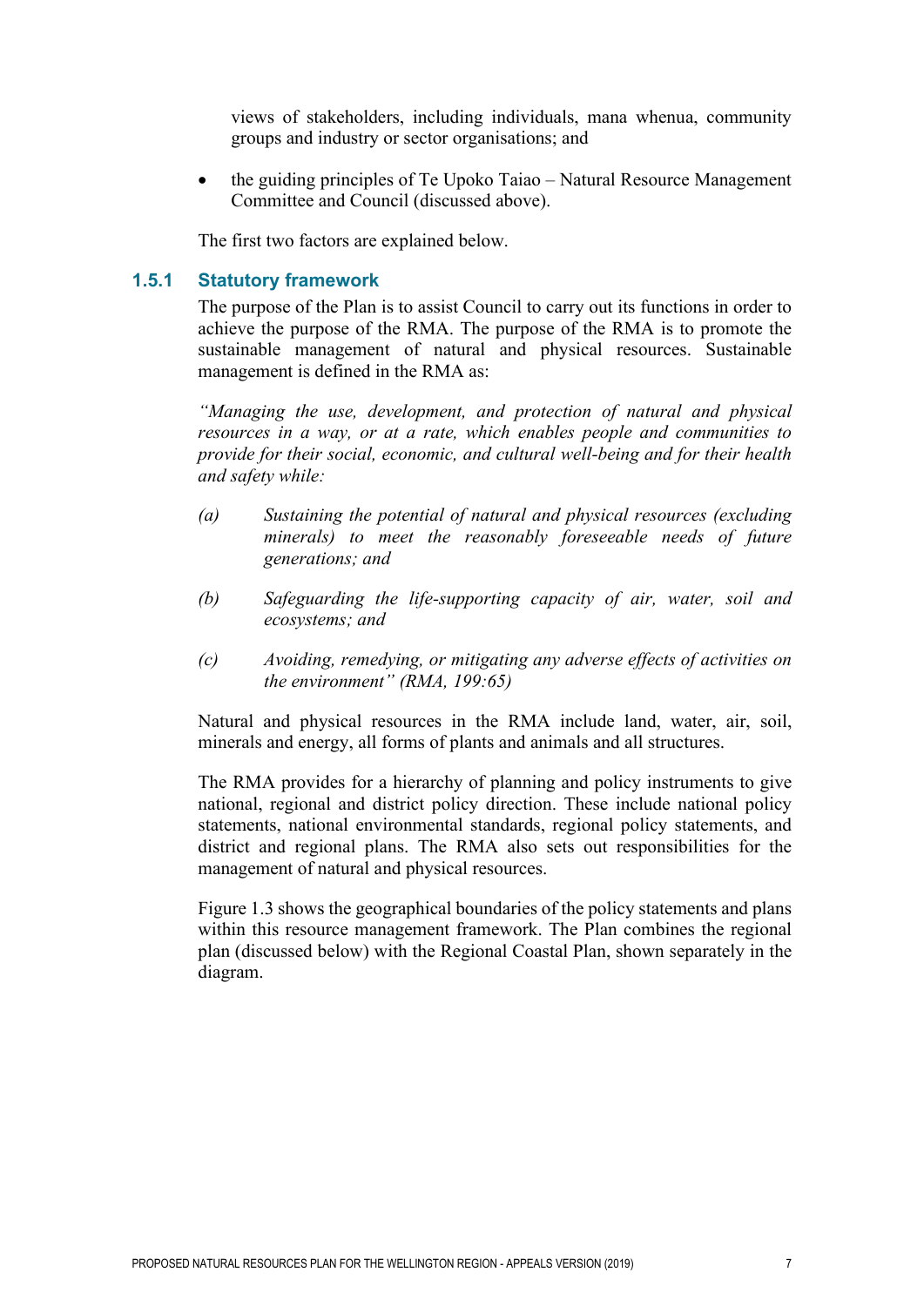views of stakeholders, including individuals, mana whenua, community groups and industry or sector organisations; and

- the guiding principles of Te Upoko Taiao – Natural Resource Management Committee and Council (discussed above).

The first two factors are explained below.

### 1.5.1 Statutory framework

The purpose of the Plan is to assist Council to carry out its functions in order to achieve the purpose of the RMA. The purpose of the RMA is to promote the sustainable management of natural and physical resources. Sustainable management is defined in the RMA as:

*"Managing the use, development, and protection of natural and physical resources in a way, or at a rate, which enables people and communities to provide for their social, economic, and cultural well-being and for their health and safety while:*

*(a) Sustaining the potential of natural and physical resources (excluding minerals) to meet the reasonably foreseeable needs of future generations; and*

*(b) Safeguarding the life-supporting capacity of air, water, soil and ecosystems; and*

*(c) Avoiding, remedying, or mitigating any adverse effects of activities on the environment" (RMA, 199:65)*

Natural and physical resources in the RMA include land, water, air, soil, minerals and energy, all forms of plants and animals and all structures.

The RMA provides for a hierarchy of planning and policy instruments to give national, regional and district policy direction. These include national policy statements, national environmental standards, regional policy statements, and district and regional plans. The RMA also sets out responsibilities for the management of natural and physical resources.

Figure 1.3 shows the geographical boundaries of the policy statements and plans within this resource management framework. The Plan combines the regional plan (discussed below) with the Regional Coastal Plan, shown separately in the diagram.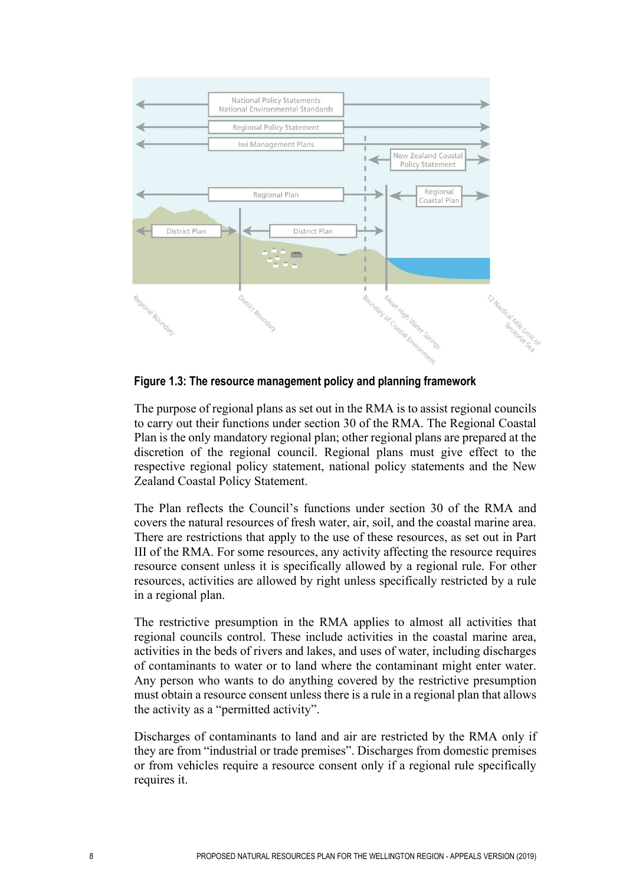**Figure 1.3: The resource management policy and planning framework**

The purpose of regional plans as set out in the RMA is to assist regional councils to carry out their functions under section 30 of the RMA. The Regional Coastal Plan is the only mandatory regional plan; other regional plans are prepared at the discretion of the regional council. Regional plans must give effect to the respective regional policy statement, national policy statements and the New Zealand Coastal Policy Statement.

The Plan reflects the Council's functions under section 30 of the RMA and covers the natural resources of fresh water, air, soil, and the coastal marine area. There are restrictions that apply to the use of these resources, as set out in Part III of the RMA. For some resources, any activity affecting the resource requires resource consent unless it is specifically allowed by a regional rule. For other resources, activities are allowed by right unless specifically restricted by a rule in a regional plan.

The restrictive presumption in the RMA applies to almost all activities that regional councils control. These include activities in the coastal marine area, activities in the beds of rivers and lakes, and uses of water, including discharges of contaminants to water or to land where the contaminant might enter water. Any person who wants to do anything covered by the restrictive presumption must obtain a resource consent unless there is a rule in a regional plan that allows the activity as a "permitted activity".

Discharges of contaminants to land and air are restricted by the RMA only if they are from "industrial or trade premises". Discharges from domestic premises or from vehicles require a resource consent only if a regional rule specifically requires it.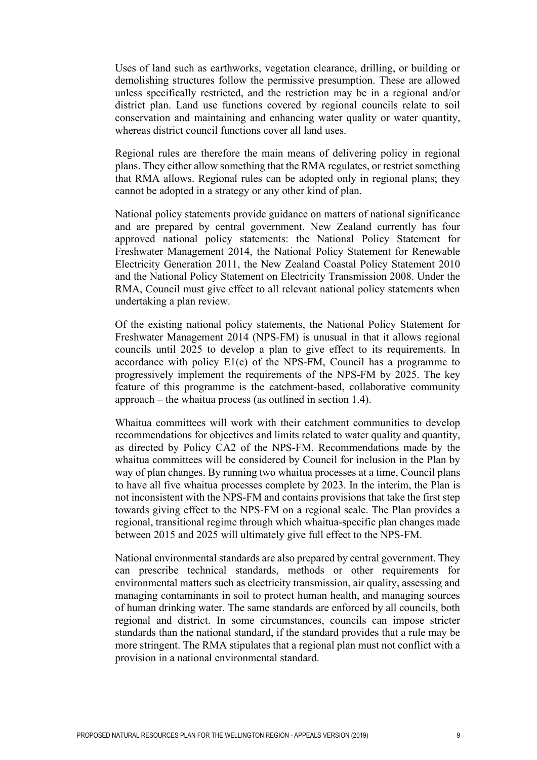Uses of land such as earthworks, vegetation clearance, drilling, or building or demolishing structures follow the permissive presumption. These are allowed unless specifically restricted, and the restriction may be in a regional and/or district plan. Land use functions covered by regional councils relate to soil conservation and maintaining and enhancing water quality or water quantity, whereas district council functions cover all land uses.

Regional rules are therefore the main means of delivering policy in regional plans. They either allow something that the RMA regulates, or restrict something that RMA allows. Regional rules can be adopted only in regional plans; they cannot be adopted in a strategy or any other kind of plan.

National policy statements provide guidance on matters of national significance and are prepared by central government. New Zealand currently has four approved national policy statements: the National Policy Statement for Freshwater Management 2014, the National Policy Statement for Renewable Electricity Generation 2011, the New Zealand Coastal Policy Statement 2010 and the National Policy Statement on Electricity Transmission 2008. Under the RMA, Council must give effect to all relevant national policy statements when undertaking a plan review.

Of the existing national policy statements, the National Policy Statement for Freshwater Management 2014 (NPS-FM) is unusual in that it allows regional councils until 2025 to develop a plan to give effect to its requirements. In accordance with policy E1(c) of the NPS-FM, Council has a programme to progressively implement the requirements of the NPS-FM by 2025. The key feature of this programme is the catchment-based, collaborative community approach – the whaitua process (as outlined in section 1.4).

Whaitua committees will work with their catchment communities to develop recommendations for objectives and limits related to water quality and quantity, as directed by Policy CA2 of the NPS-FM. Recommendations made by the whaitua committees will be considered by Council for inclusion in the Plan by way of plan changes. By running two whaitua processes at a time, Council plans to have all five whaitua processes complete by 2023. In the interim, the Plan is not inconsistent with the NPS-FM and contains provisions that take the first step towards giving effect to the NPS-FM on a regional scale. The Plan provides a regional, transitional regime through which whaitua-specific plan changes made between 2015 and 2025 will ultimately give full effect to the NPS-FM.

National environmental standards are also prepared by central government. They can prescribe technical standards, methods or other requirements for environmental matters such as electricity transmission, air quality, assessing and managing contaminants in soil to protect human health, and managing sources of human drinking water. The same standards are enforced by all councils, both regional and district. In some circumstances, councils can impose stricter standards than the national standard, if the standard provides that a rule may be more stringent. The RMA stipulates that a regional plan must not conflict with a provision in a national environmental standard.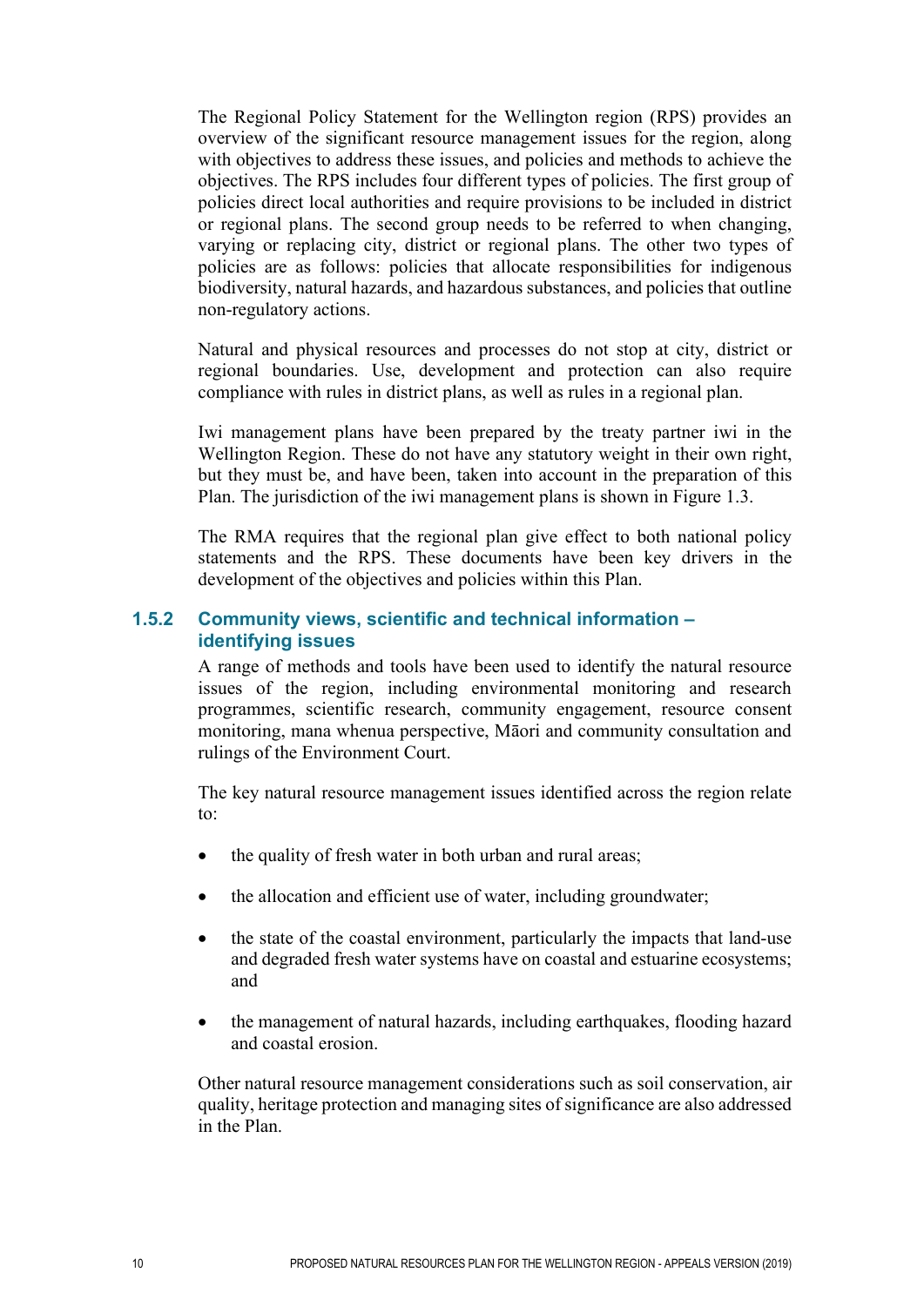The Regional Policy Statement for the Wellington region (RPS) provides an overview of the significant resource management issues for the region, along with objectives to address these issues, and policies and methods to achieve the objectives. The RPS includes four different types of policies. The first group of policies direct local authorities and require provisions to be included in district or regional plans. The second group needs to be referred to when changing, varying or replacing city, district or regional plans. The other two types of policies are as follows: policies that allocate responsibilities for indigenous biodiversity, natural hazards, and hazardous substances, and policies that outline non-regulatory actions.

Natural and physical resources and processes do not stop at city, district or regional boundaries. Use, development and protection can also require compliance with rules in district plans, as well as rules in a regional plan.

Iwi management plans have been prepared by the treaty partner iwi in the Wellington Region. These do not have any statutory weight in their own right, but they must be, and have been, taken into account in the preparation of this Plan. The jurisdiction of the iwi management plans is shown in Figure 1.3.

The RMA requires that the regional plan give effect to both national policy statements and the RPS. These documents have been key drivers in the development of the objectives and policies within this Plan.

### 1.5.2 Community views, scientific and technical information – identifying issues

A range of methods and tools have been used to identify the natural resource issues of the region, including environmental monitoring and research programmes, scientific research, community engagement, resource consent monitoring, mana whenua perspective, Māori and community consultation and rulings of the Environment Court.

The key natural resource management issues identified across the region relate to:

- the quality of fresh water in both urban and rural areas;
- the allocation and efficient use of water, including groundwater;
- the state of the coastal environment, particularly the impacts that land-use and degraded fresh water systems have on coastal and estuarine ecosystems; and
- the management of natural hazards, including earthquakes, flooding hazard and coastal erosion.

Other natural resource management considerations such as soil conservation, air quality, heritage protection and managing sites of significance are also addressed in the Plan.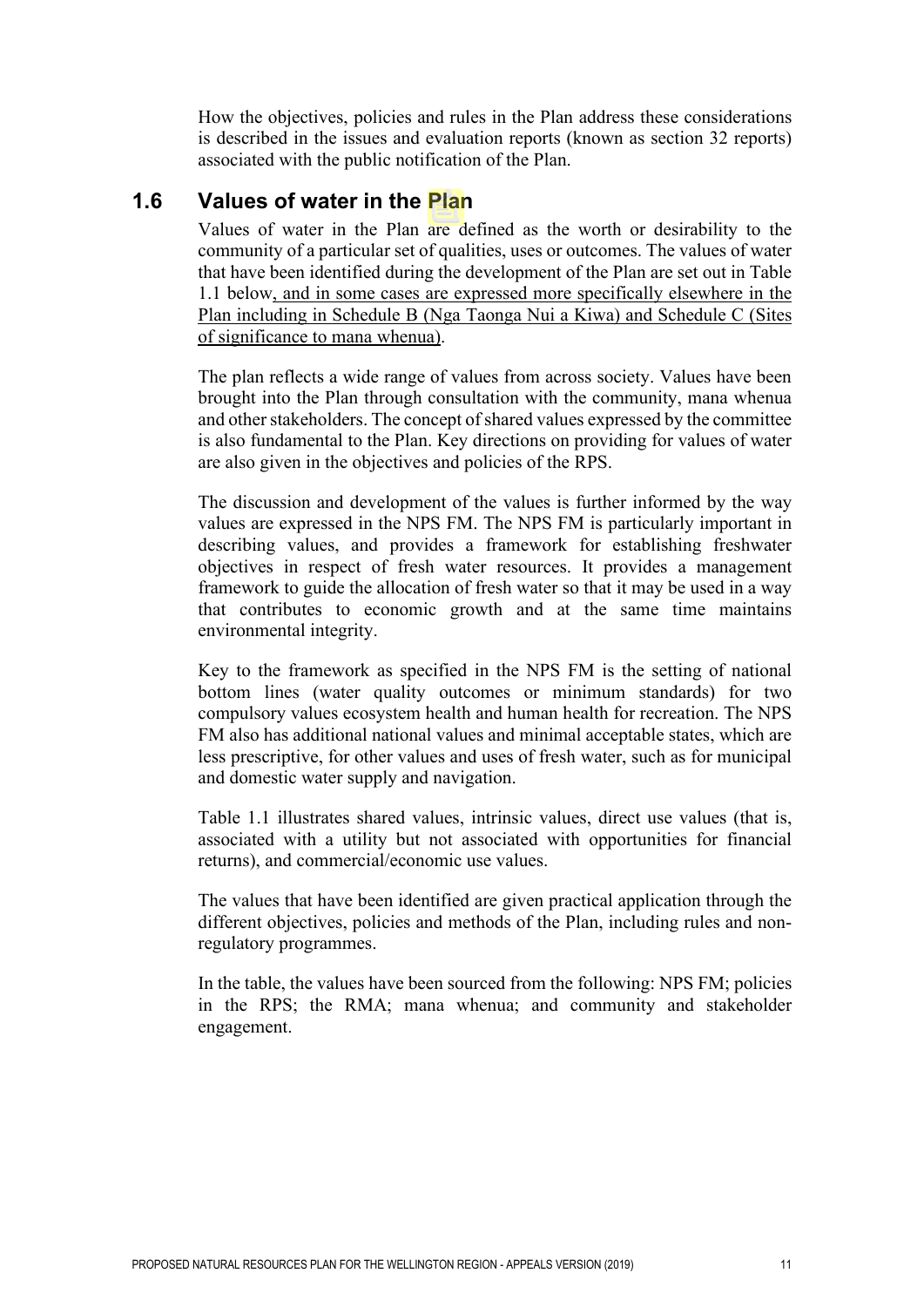How the objectives, policies and rules in the Plan address these considerations is described in the issues and evaluation reports (known as section 32 reports) associated with the public notification of the Plan.

## 1.6 Values of water in the Plan

Values of water in the Plan are defined as the worth or desirability to the community of a particular set of qualities, uses or outcomes. The values of water that have been identified during the development of the Plan are set out in Table 1.1 below<u>, and in some cases are expressed more specifically elsewhere in the Plan including in Schedule B (Nga Taonga Nui a Kiwa) and Schedule C (Sites of significance to mana whenua)</u>.

The plan reflects a wide range of values from across society. Values have been brought into the Plan through consultation with the community, mana whenua and other stakeholders. The concept of shared values expressed by the committee is also fundamental to the Plan. Key directions on providing for values of water are also given in the objectives and policies of the RPS.

The discussion and development of the values is further informed by the way values are expressed in the NPS FM. The NPS FM is particularly important in describing values, and provides a framework for establishing freshwater objectives in respect of fresh water resources. It provides a management framework to guide the allocation of fresh water so that it may be used in a way that contributes to economic growth and at the same time maintains environmental integrity.

Key to the framework as specified in the NPS FM is the setting of national bottom lines (water quality outcomes or minimum standards) for two compulsory values ecosystem health and human health for recreation. The NPS FM also has additional national values and minimal acceptable states, which are less prescriptive, for other values and uses of fresh water, such as for municipal and domestic water supply and navigation.

Table 1.1 illustrates shared values, intrinsic values, direct use values (that is, associated with a utility but not associated with opportunities for financial returns), and commercial/economic use values.

The values that have been identified are given practical application through the different objectives, policies and methods of the Plan, including rules and non-regulatory programmes.

In the table, the values have been sourced from the following: NPS FM; policies in the RPS; the RMA; mana whenua; and community and stakeholder engagement.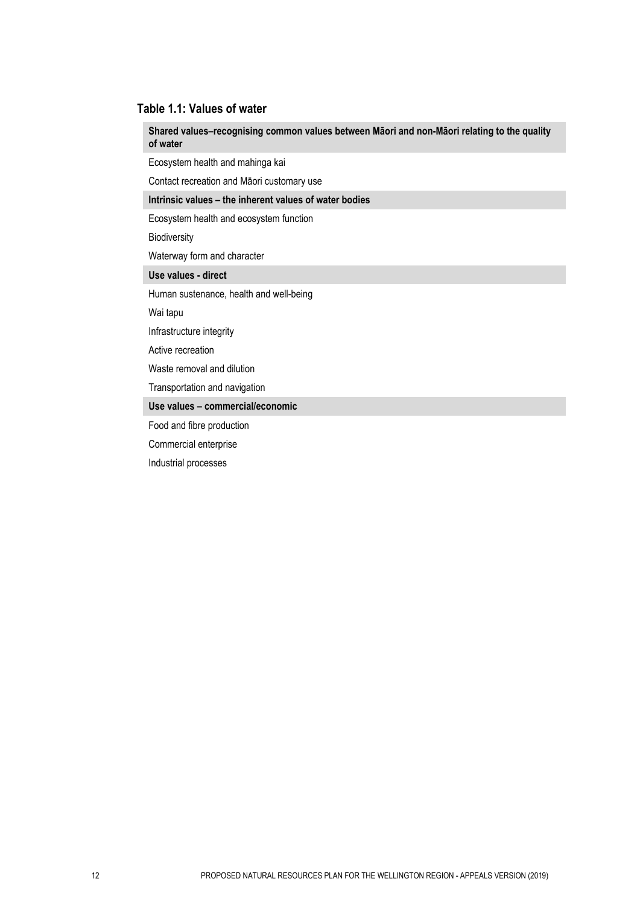### Table 1.1: Values of water

| Shared values–recognising common values between Māori and non-Māori relating to the quality of water |
|---|
| Ecosystem health and mahinga kai |
| Contact recreation and Māori customary use |
| **Intrinsic values – the inherent values of water bodies** |
| Ecosystem health and ecosystem function |
| Biodiversity |
| Waterway form and character |
| **Use values - direct** |
| Human sustenance, health and well-being |
| Wai tapu |
| Infrastructure integrity |
| Active recreation |
| Waste removal and dilution |
| Transportation and navigation |
| **Use values – commercial/economic** |
| Food and fibre production |
| Commercial enterprise |
| Industrial processes |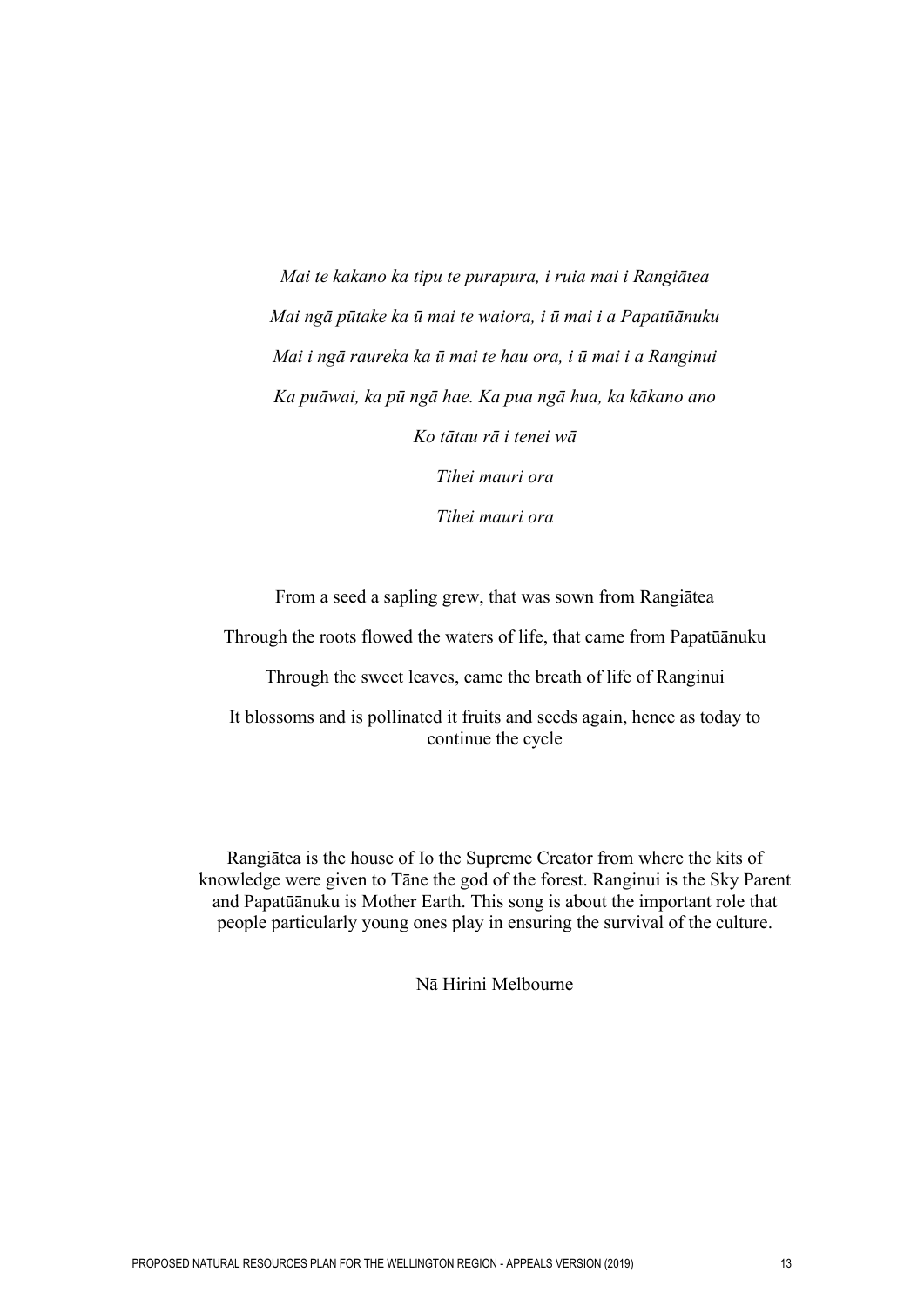*Mai te kakano ka tipu te purapura, i ruia mai i Rangiātea*

*Mai ngā pūtake ka ū mai te waiora, i ū mai i a Papatūānuku*

*Mai i ngā raureka ka ū mai te hau ora, i ū mai i a Ranginui*

*Ka puāwai, ka pū ngā hae. Ka pua ngā hua, ka kākano ano*

*Ko tātau rā i tenei wā*

*Tihei mauri ora*

*Tihei mauri ora*

From a seed a sapling grew, that was sown from Rangiātea

Through the roots flowed the waters of life, that came from Papatūānuku

Through the sweet leaves, came the breath of life of Ranginui

It blossoms and is pollinated it fruits and seeds again, hence as today to continue the cycle

Rangiātea is the house of Io the Supreme Creator from where the kits of knowledge were given to Tāne the god of the forest. Ranginui is the Sky Parent and Papatūānuku is Mother Earth. This song is about the important role that people particularly young ones play in ensuring the survival of the culture.

Nā Hirini Melbourne